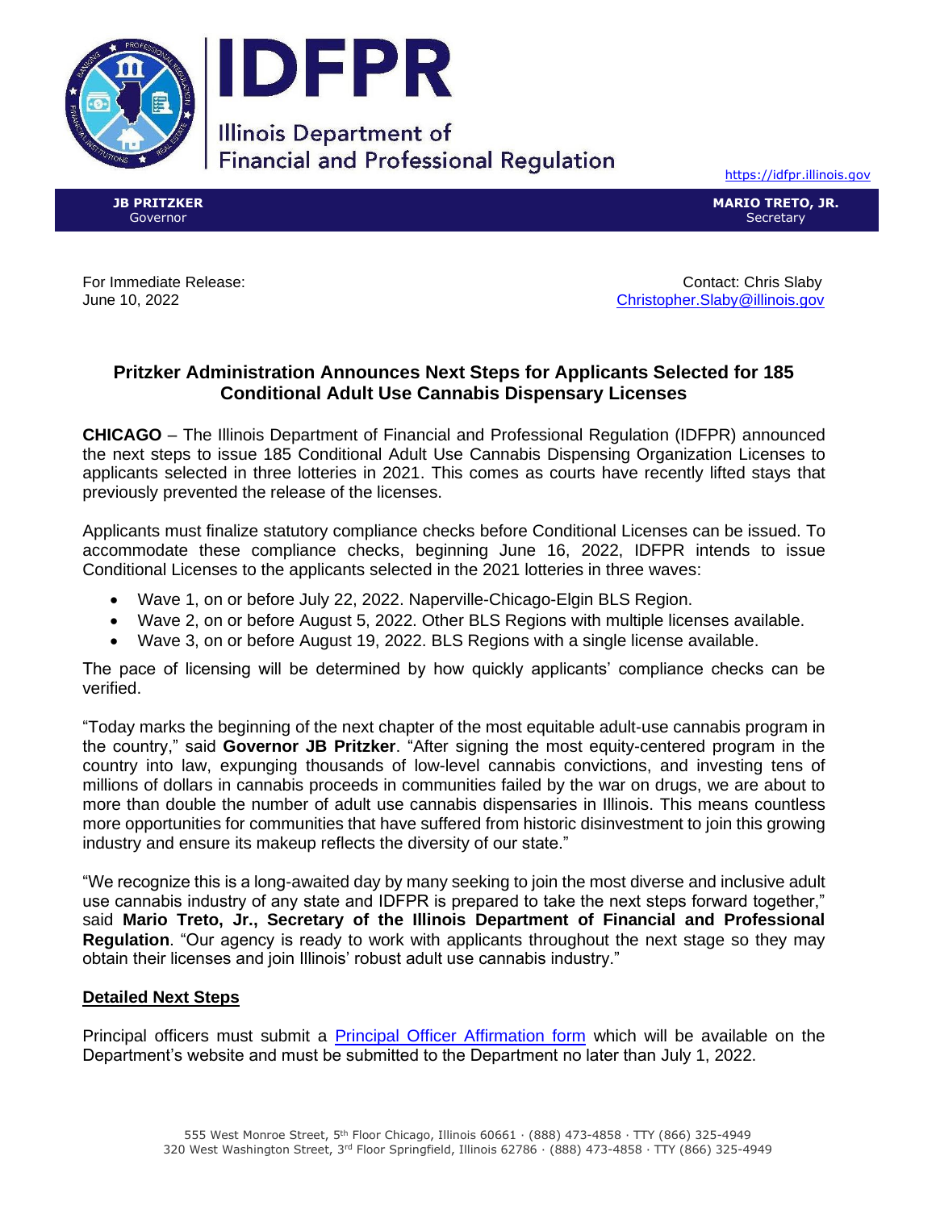IDFPR

Illinois Department of Financial and Professional Regulation

https://idfpr.illinois.gov

**JB PRITZKER**
Governor

**MARIO TRETO, JR.**
Secretary

For Immediate Release:
June 10, 2022

Contact: Chris Slaby
Christopher.Slaby@illinois.gov

## Pritzker Administration Announces Next Steps for Applicants Selected for 185 Conditional Adult Use Cannabis Dispensary Licenses

**CHICAGO** – The Illinois Department of Financial and Professional Regulation (IDFPR) announced the next steps to issue 185 Conditional Adult Use Cannabis Dispensing Organization Licenses to applicants selected in three lotteries in 2021. This comes as courts have recently lifted stays that previously prevented the release of the licenses.

Applicants must finalize statutory compliance checks before Conditional Licenses can be issued. To accommodate these compliance checks, beginning June 16, 2022, IDFPR intends to issue Conditional Licenses to the applicants selected in the 2021 lotteries in three waves:

- Wave 1, on or before July 22, 2022. Naperville-Chicago-Elgin BLS Region.
- Wave 2, on or before August 5, 2022. Other BLS Regions with multiple licenses available.
- Wave 3, on or before August 19, 2022. BLS Regions with a single license available.

The pace of licensing will be determined by how quickly applicants' compliance checks can be verified.

"Today marks the beginning of the next chapter of the most equitable adult-use cannabis program in the country," said **Governor JB Pritzker**. "After signing the most equity-centered program in the country into law, expunging thousands of low-level cannabis convictions, and investing tens of millions of dollars in cannabis proceeds in communities failed by the war on drugs, we are about to more than double the number of adult use cannabis dispensaries in Illinois. This means countless more opportunities for communities that have suffered from historic disinvestment to join this growing industry and ensure its makeup reflects the diversity of our state."

"We recognize this is a long-awaited day by many seeking to join the most diverse and inclusive adult use cannabis industry of any state and IDFPR is prepared to take the next steps forward together," said **Mario Treto, Jr., Secretary of the Illinois Department of Financial and Professional Regulation**. "Our agency is ready to work with applicants throughout the next stage so they may obtain their licenses and join Illinois' robust adult use cannabis industry."

### Detailed Next Steps

Principal officers must submit a Principal Officer Affirmation form which will be available on the Department's website and must be submitted to the Department no later than July 1, 2022.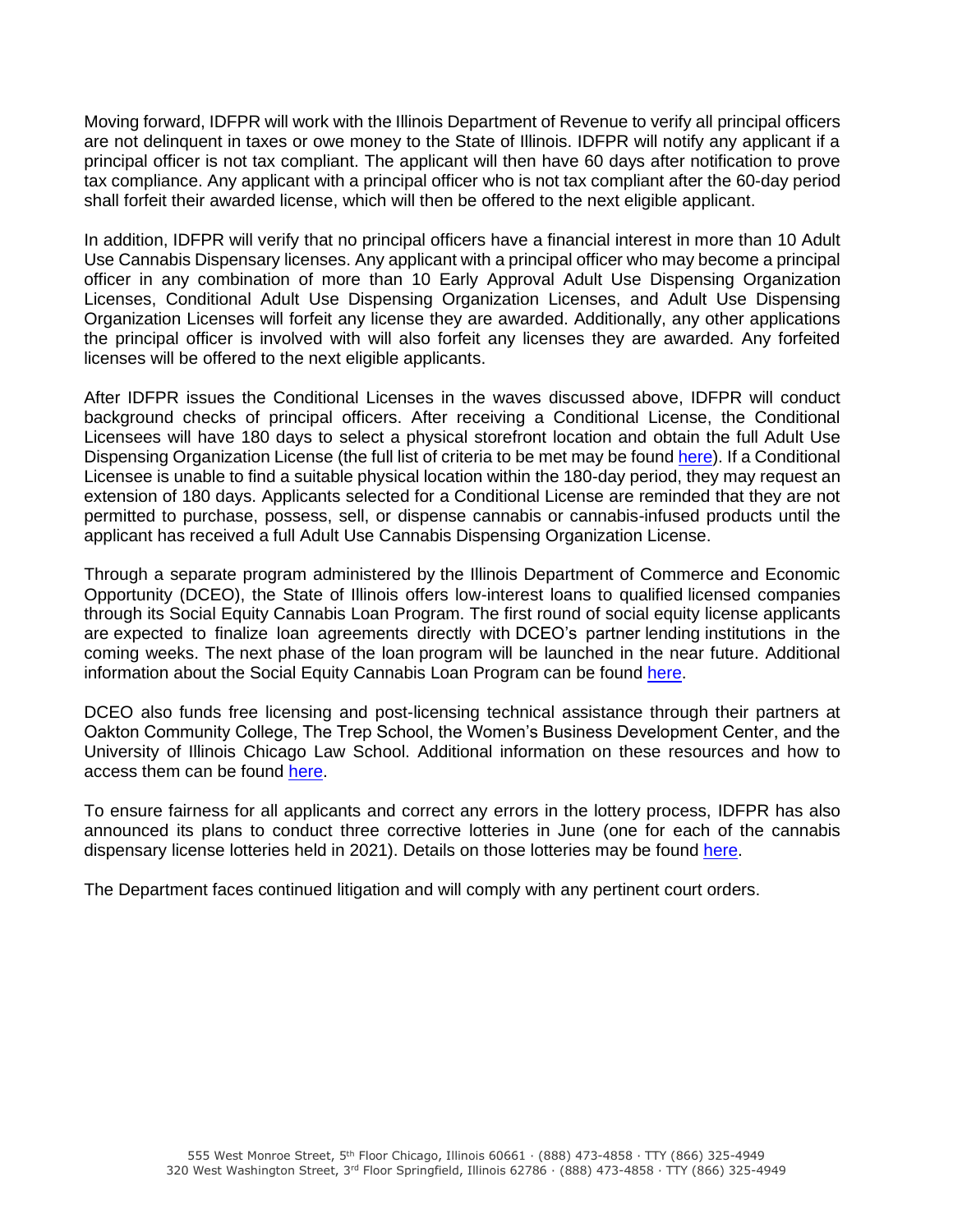Moving forward, IDFPR will work with the Illinois Department of Revenue to verify all principal officers are not delinquent in taxes or owe money to the State of Illinois. IDFPR will notify any applicant if a principal officer is not tax compliant. The applicant will then have 60 days after notification to prove tax compliance. Any applicant with a principal officer who is not tax compliant after the 60-day period shall forfeit their awarded license, which will then be offered to the next eligible applicant.

In addition, IDFPR will verify that no principal officers have a financial interest in more than 10 Adult Use Cannabis Dispensary licenses. Any applicant with a principal officer who may become a principal officer in any combination of more than 10 Early Approval Adult Use Dispensing Organization Licenses, Conditional Adult Use Dispensing Organization Licenses, and Adult Use Dispensing Organization Licenses will forfeit any license they are awarded. Additionally, any other applications the principal officer is involved with will also forfeit any licenses they are awarded. Any forfeited licenses will be offered to the next eligible applicants.

After IDFPR issues the Conditional Licenses in the waves discussed above, IDFPR will conduct background checks of principal officers. After receiving a Conditional License, the Conditional Licensees will have 180 days to select a physical storefront location and obtain the full Adult Use Dispensing Organization License (the full list of criteria to be met may be found here). If a Conditional Licensee is unable to find a suitable physical location within the 180-day period, they may request an extension of 180 days. Applicants selected for a Conditional License are reminded that they are not permitted to purchase, possess, sell, or dispense cannabis or cannabis-infused products until the applicant has received a full Adult Use Cannabis Dispensing Organization License.

Through a separate program administered by the Illinois Department of Commerce and Economic Opportunity (DCEO), the State of Illinois offers low-interest loans to qualified licensed companies through its Social Equity Cannabis Loan Program. The first round of social equity license applicants are expected to finalize loan agreements directly with DCEO's partner lending institutions in the coming weeks. The next phase of the loan program will be launched in the near future. Additional information about the Social Equity Cannabis Loan Program can be found here.

DCEO also funds free licensing and post-licensing technical assistance through their partners at Oakton Community College, The Trep School, the Women's Business Development Center, and the University of Illinois Chicago Law School. Additional information on these resources and how to access them can be found here.

To ensure fairness for all applicants and correct any errors in the lottery process, IDFPR has also announced its plans to conduct three corrective lotteries in June (one for each of the cannabis dispensary license lotteries held in 2021). Details on those lotteries may be found here.

The Department faces continued litigation and will comply with any pertinent court orders.